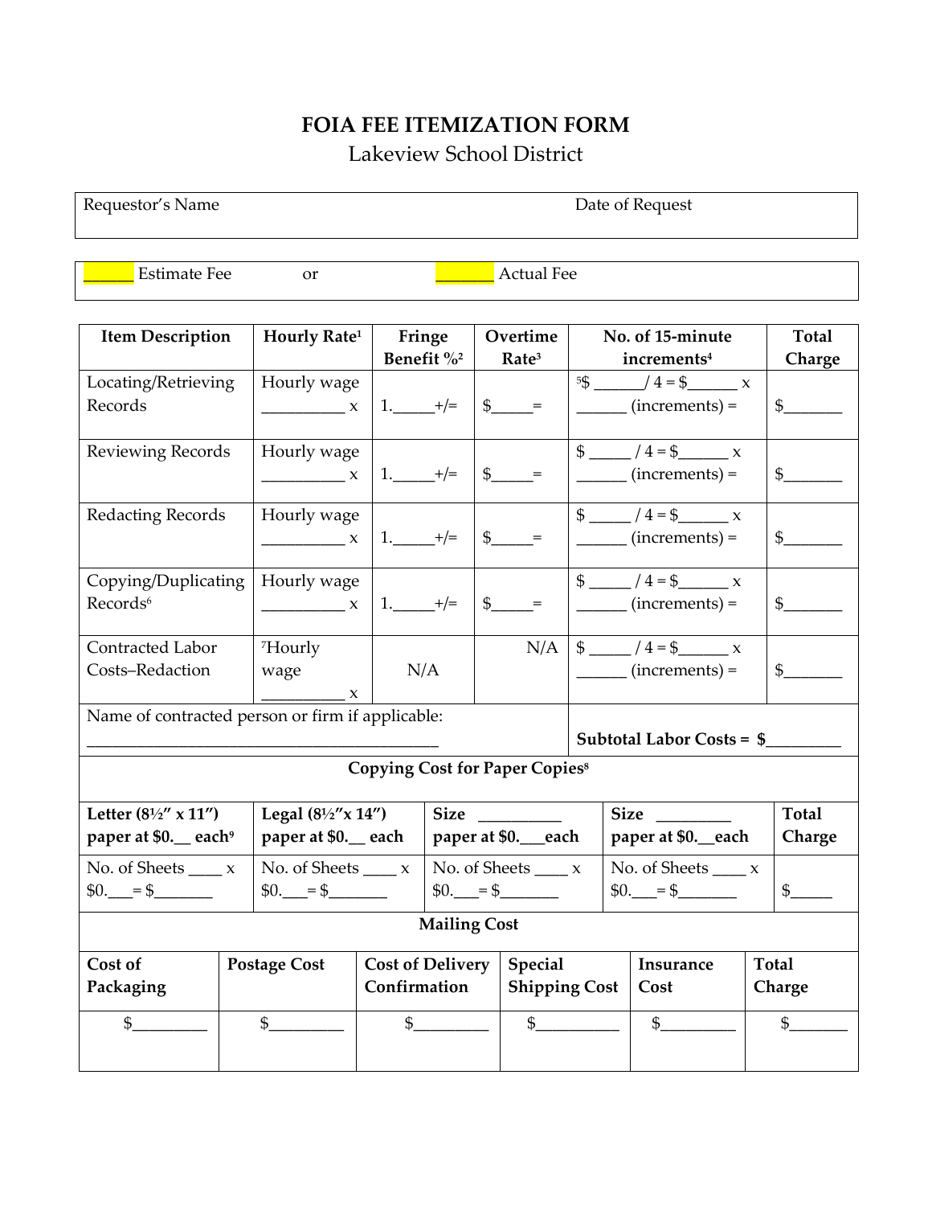# FOIA FEE ITEMIZATION FORM

Lakeview School District

| Requestor's Name | Date of Request |
| --- | --- |
| | |

______ Estimate Fee or _______ Actual Fee

| Item Description | Hourly Rate[1] | Fringe Benefit %[2] | Overtime Rate[3] | No. of 15-minute increments[4] | Total Charge |
| --- | --- | --- | --- | --- | --- |
| Locating/Retrieving Records | Hourly wage __________ x | 1._____+/= | $_____= | [5]$ ______/ 4 = $______ x ______ (increments) = | $_______ |
| Reviewing Records | Hourly wage __________ x | 1._____+/= | $_____= | $ _____ / 4 = $______ x ______ (increments) = | $_______ |
| Redacting Records | Hourly wage __________ x | 1._____+/= | $_____= | $ _____ / 4 = $______ x ______ (increments) = | $_______ |
| Copying/Duplicating Records[6] | Hourly wage __________ x | 1._____+/= | $_____= | $ _____ / 4 = $______ x ______ (increments) = | $_______ |
| Contracted Labor Costs–Redaction | [7]Hourly wage __________ x | N/A | N/A | $ _____ / 4 = $______ x ______ (increments) = | $_______ |
| Name of contracted person or firm if applicable: __________________________________________ | | | | **Subtotal Labor Costs = $_________** | |

| **Copying Cost for Paper Copies[8]** | | | | |
| --- | --- | --- | --- | --- |
| **Letter (8½" x 11") paper at $0.__ each[9]** | **Legal (8½"x 14") paper at $0.__ each** | **Size __________ paper at $0.___each** | **Size _________ paper at $0.__each** | **Total Charge** |
| No. of Sheets ____ x $0.___= $_______ | No. of Sheets ____ x $0.___= $_______ | No. of Sheets ____ x $0.___= $_______ | No. of Sheets ____ x $0.___= $_______ | $_____ |

| **Mailing Cost** | | | | | |
| --- | --- | --- | --- | --- | --- |
| **Cost of Packaging** | **Postage Cost** | **Cost of Delivery Confirmation** | **Special Shipping Cost** | **Insurance Cost** | **Total Charge** |
| $_________ | $_________ | $_________ | $__________ | $_________ | $_______ |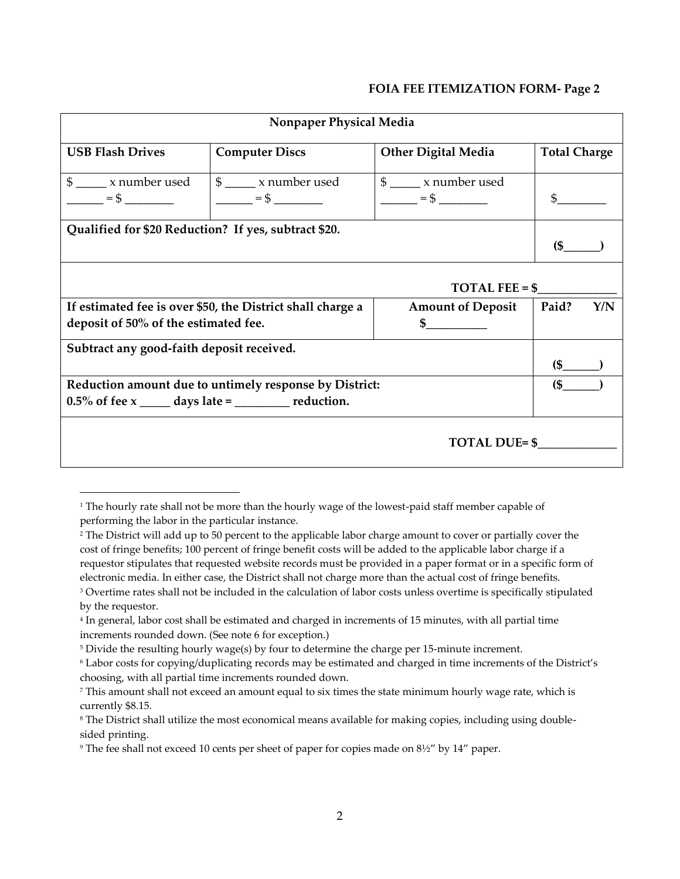**FOIA FEE ITEMIZATION FORM- Page 2**

| Nonpaper Physical Media | | | |
|---|---|---|---|
| **USB Flash Drives** | **Computer Discs** | **Other Digital Media** | **Total Charge** |
| $ _____ x number used ______ = $ ________ | $ _____ x number used ______ = $ ________ | $ _____ x number used ______ = $ ________ | $________ |
| **Qualified for $20 Reduction? If yes, subtract $20.** | | | **($______)** |
| **TOTAL FEE = $_____________** | | | |
| **If estimated fee is over $50, the District shall charge a deposit of 50% of the estimated fee.** | | **Amount of Deposit $__________** | **Paid? Y/N** |
| **Subtract any good-faith deposit received.** | | | **($______)** |
| **Reduction amount due to untimely response by District: 0.5% of fee x _____ days late = _________ reduction.** | | | **($______)** |
| **TOTAL DUE= $_____________** | | | |

---

[1] The hourly rate shall not be more than the hourly wage of the lowest-paid staff member capable of performing the labor in the particular instance.

[2] The District will add up to 50 percent to the applicable labor charge amount to cover or partially cover the cost of fringe benefits; 100 percent of fringe benefit costs will be added to the applicable labor charge if a requestor stipulates that requested website records must be provided in a paper format or in a specific form of electronic media. In either case, the District shall not charge more than the actual cost of fringe benefits.

[3] Overtime rates shall not be included in the calculation of labor costs unless overtime is specifically stipulated by the requestor.

[4] In general, labor cost shall be estimated and charged in increments of 15 minutes, with all partial time increments rounded down. (See note 6 for exception.)

[5] Divide the resulting hourly wage(s) by four to determine the charge per 15-minute increment.

[6] Labor costs for copying/duplicating records may be estimated and charged in time increments of the District's choosing, with all partial time increments rounded down.

[7] This amount shall not exceed an amount equal to six times the state minimum hourly wage rate, which is currently $8.15.

[8] The District shall utilize the most economical means available for making copies, including using double-sided printing.

[9] The fee shall not exceed 10 cents per sheet of paper for copies made on 8½" by 14" paper.